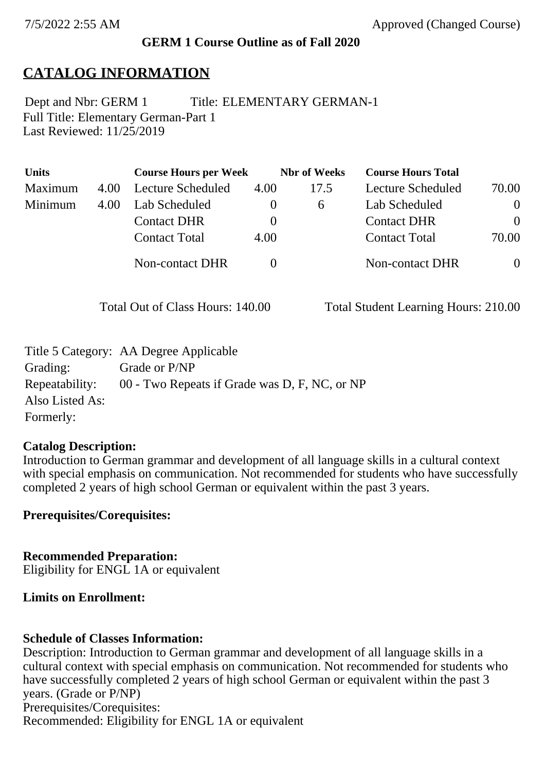7/5/2022 2:55 AM Approved (Changed Course)

**GERM 1 Course Outline as of Fall 2020**

# CATALOG INFORMATION

Dept and Nbr: GERM 1 Title: ELEMENTARY GERMAN-1
Full Title: Elementary German-Part 1
Last Reviewed: 11/25/2019

| Units | | Course Hours per Week | | Nbr of Weeks | Course Hours Total | |
|---|---|---|---|---|---|---|
| Maximum | 4.00 | Lecture Scheduled | 4.00 | 17.5 | Lecture Scheduled | 70.00 |
| Minimum | 4.00 | Lab Scheduled | 0 | 6 | Lab Scheduled | 0 |
| | | Contact DHR | 0 | | Contact DHR | 0 |
| | | Contact Total | 4.00 | | Contact Total | 70.00 |
| | | Non-contact DHR | 0 | | Non-contact DHR | 0 |

Total Out of Class Hours: 140.00 Total Student Learning Hours: 210.00

Title 5 Category: AA Degree Applicable
Grading: Grade or P/NP
Repeatability: 00 - Two Repeats if Grade was D, F, NC, or NP
Also Listed As:
Formerly:

**Catalog Description:**
Introduction to German grammar and development of all language skills in a cultural context with special emphasis on communication. Not recommended for students who have successfully completed 2 years of high school German or equivalent within the past 3 years.

**Prerequisites/Corequisites:**

**Recommended Preparation:**
Eligibility for ENGL 1A or equivalent

**Limits on Enrollment:**

**Schedule of Classes Information:**
Description: Introduction to German grammar and development of all language skills in a cultural context with special emphasis on communication. Not recommended for students who have successfully completed 2 years of high school German or equivalent within the past 3 years. (Grade or P/NP)
Prerequisites/Corequisites:
Recommended: Eligibility for ENGL 1A or equivalent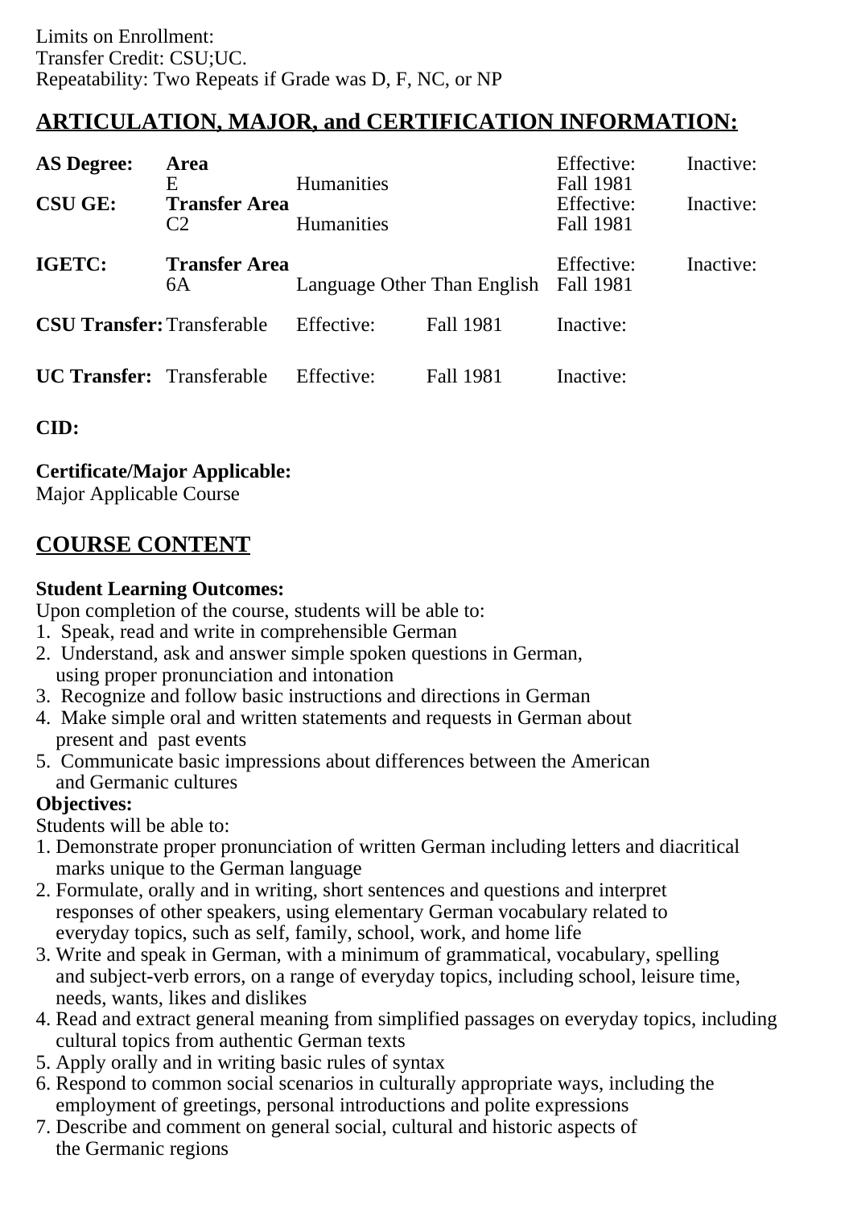Limits on Enrollment:
Transfer Credit: CSU;UC.
Repeatability: Two Repeats if Grade was D, F, NC, or NP

## ARTICULATION, MAJOR, and CERTIFICATION INFORMATION:

| | | | | | |
|---|---|---|---|---|---|
| **AS Degree:** | **Area** | | | Effective: | Inactive: |
| | E | Humanities | | Fall 1981 | |
| **CSU GE:** | **Transfer Area** | | | Effective: | Inactive: |
| | C2 | Humanities | | Fall 1981 | |
| **IGETC:** | **Transfer Area** | | | Effective: | Inactive: |
| | 6A | Language Other Than English | | Fall 1981 | |
| **CSU Transfer:** | Transferable | Effective: | Fall 1981 | Inactive: | |
| **UC Transfer:** | Transferable | Effective: | Fall 1981 | Inactive: | |

**CID:**

**Certificate/Major Applicable:**
Major Applicable Course

## COURSE CONTENT

**Student Learning Outcomes:**
Upon completion of the course, students will be able to:
1. Speak, read and write in comprehensible German
2. Understand, ask and answer simple spoken questions in German, using proper pronunciation and intonation
3. Recognize and follow basic instructions and directions in German
4. Make simple oral and written statements and requests in German about present and past events
5. Communicate basic impressions about differences between the American and Germanic cultures

**Objectives:**
Students will be able to:
1. Demonstrate proper pronunciation of written German including letters and diacritical marks unique to the German language
2. Formulate, orally and in writing, short sentences and questions and interpret responses of other speakers, using elementary German vocabulary related to everyday topics, such as self, family, school, work, and home life
3. Write and speak in German, with a minimum of grammatical, vocabulary, spelling and subject-verb errors, on a range of everyday topics, including school, leisure time, needs, wants, likes and dislikes
4. Read and extract general meaning from simplified passages on everyday topics, including cultural topics from authentic German texts
5. Apply orally and in writing basic rules of syntax
6. Respond to common social scenarios in culturally appropriate ways, including the employment of greetings, personal introductions and polite expressions
7. Describe and comment on general social, cultural and historic aspects of the Germanic regions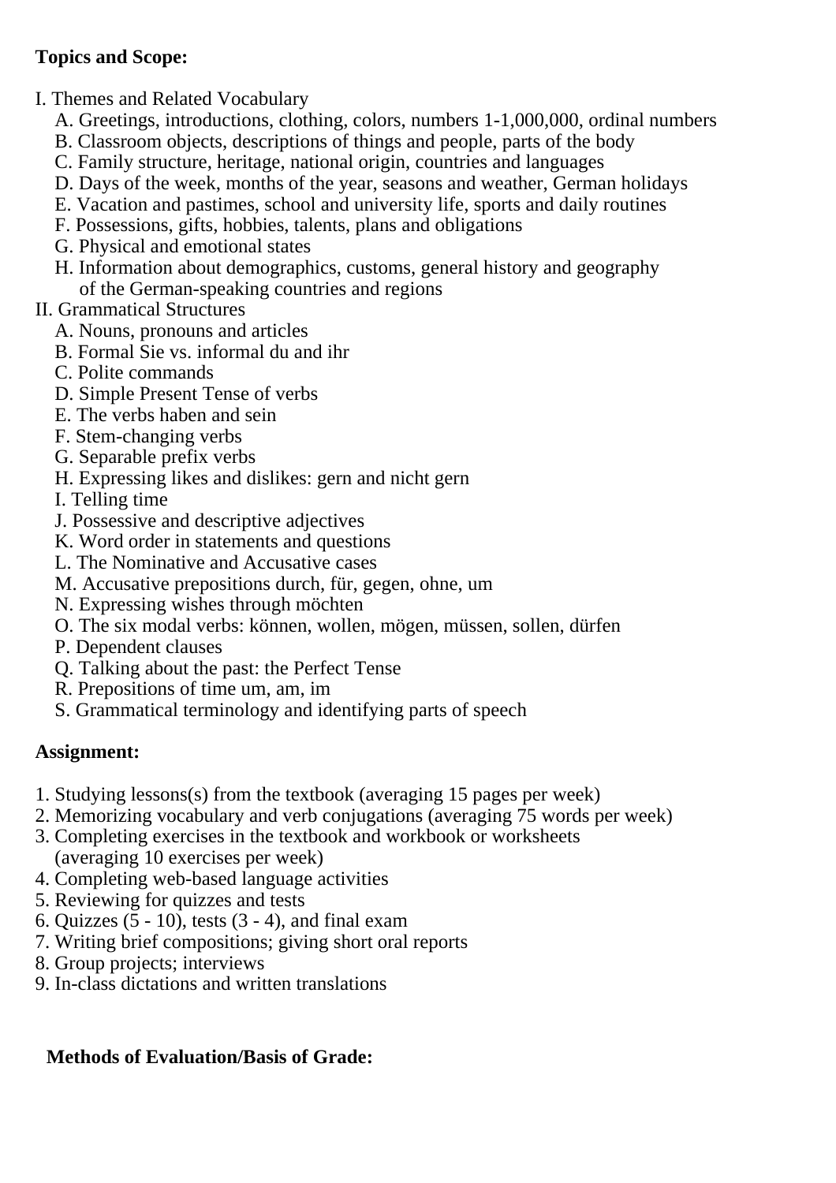**Topics and Scope:**

I. Themes and Related Vocabulary
   A. Greetings, introductions, clothing, colors, numbers 1-1,000,000, ordinal numbers
   B. Classroom objects, descriptions of things and people, parts of the body
   C. Family structure, heritage, national origin, countries and languages
   D. Days of the week, months of the year, seasons and weather, German holidays
   E. Vacation and pastimes, school and university life, sports and daily routines
   F. Possessions, gifts, hobbies, talents, plans and obligations
   G. Physical and emotional states
   H. Information about demographics, customs, general history and geography of the German-speaking countries and regions

II. Grammatical Structures
   A. Nouns, pronouns and articles
   B. Formal Sie vs. informal du and ihr
   C. Polite commands
   D. Simple Present Tense of verbs
   E. The verbs haben and sein
   F. Stem-changing verbs
   G. Separable prefix verbs
   H. Expressing likes and dislikes: gern and nicht gern
   I. Telling time
   J. Possessive and descriptive adjectives
   K. Word order in statements and questions
   L. The Nominative and Accusative cases
   M. Accusative prepositions durch, für, gegen, ohne, um
   N. Expressing wishes through möchten
   O. The six modal verbs: können, wollen, mögen, müssen, sollen, dürfen
   P. Dependent clauses
   Q. Talking about the past: the Perfect Tense
   R. Prepositions of time um, am, im
   S. Grammatical terminology and identifying parts of speech

**Assignment:**

1. Studying lessons(s) from the textbook (averaging 15 pages per week)
2. Memorizing vocabulary and verb conjugations (averaging 75 words per week)
3. Completing exercises in the textbook and workbook or worksheets (averaging 10 exercises per week)
4. Completing web-based language activities
5. Reviewing for quizzes and tests
6. Quizzes (5 - 10), tests (3 - 4), and final exam
7. Writing brief compositions; giving short oral reports
8. Group projects; interviews
9. In-class dictations and written translations

**Methods of Evaluation/Basis of Grade:**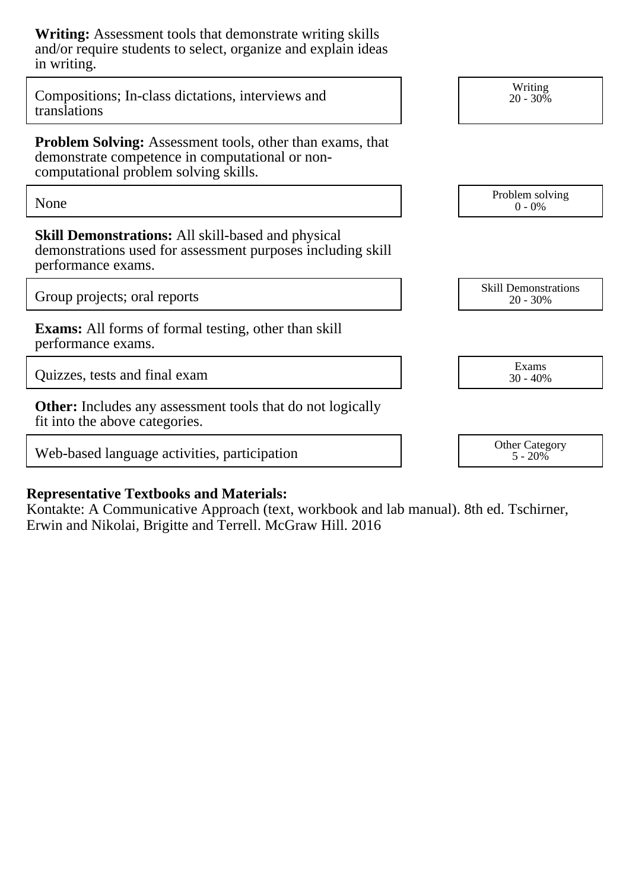**Writing:** Assessment tools that demonstrate writing skills and/or require students to select, organize and explain ideas in writing.

| | |
|---|---|
| Compositions; In-class dictations, interviews and translations | Writing<br>20 - 30% |

**Problem Solving:** Assessment tools, other than exams, that demonstrate competence in computational or non-computational problem solving skills.

| | |
|---|---|
| None | Problem solving<br>0 - 0% |

**Skill Demonstrations:** All skill-based and physical demonstrations used for assessment purposes including skill performance exams.

| | |
|---|---|
| Group projects; oral reports | Skill Demonstrations<br>20 - 30% |

**Exams:** All forms of formal testing, other than skill performance exams.

| | |
|---|---|
| Quizzes, tests and final exam | Exams<br>30 - 40% |

**Other:** Includes any assessment tools that do not logically fit into the above categories.

| | |
|---|---|
| Web-based language activities, participation | Other Category<br>5 - 20% |

**Representative Textbooks and Materials:**

Kontakte: A Communicative Approach (text, workbook and lab manual). 8th ed. Tschirner, Erwin and Nikolai, Brigitte and Terrell. McGraw Hill. 2016